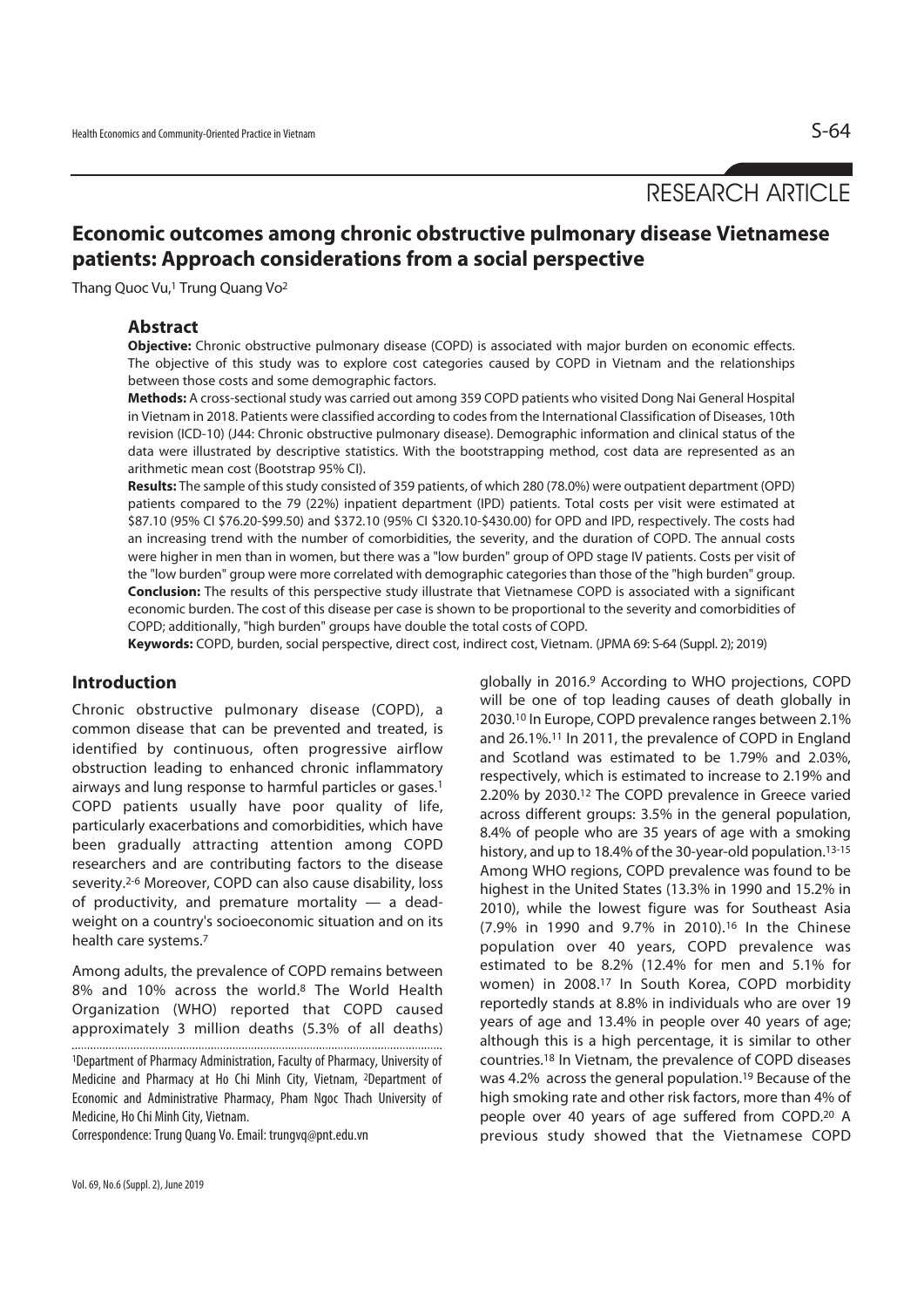RESEARCH ARTICLE

# Economic outcomes among chronic obstructive pulmonary disease Vietnamese patients: Approach considerations from a social perspective

Thang Quoc Vu,[1] Trung Quang Vo[2]

## Abstract

**Objective:** Chronic obstructive pulmonary disease (COPD) is associated with major burden on economic effects. The objective of this study was to explore cost categories caused by COPD in Vietnam and the relationships between those costs and some demographic factors.

**Methods:** A cross-sectional study was carried out among 359 COPD patients who visited Dong Nai General Hospital in Vietnam in 2018. Patients were classified according to codes from the International Classification of Diseases, 10th revision (ICD-10) (J44: Chronic obstructive pulmonary disease). Demographic information and clinical status of the data were illustrated by descriptive statistics. With the bootstrapping method, cost data are represented as an arithmetic mean cost (Bootstrap 95% CI).

**Results:** The sample of this study consisted of 359 patients, of which 280 (78.0%) were outpatient department (OPD) patients compared to the 79 (22%) inpatient department (IPD) patients. Total costs per visit were estimated at $87.10 (95% CI $76.20-$99.50) and $372.10 (95% CI $320.10-$430.00) for OPD and IPD, respectively. The costs had an increasing trend with the number of comorbidities, the severity, and the duration of COPD. The annual costs were higher in men than in women, but there was a "low burden" group of OPD stage IV patients. Costs per visit of the "low burden" group were more correlated with demographic categories than those of the "high burden" group.

**Conclusion:** The results of this perspective study illustrate that Vietnamese COPD is associated with a significant economic burden. The cost of this disease per case is shown to be proportional to the severity and comorbidities of COPD; additionally, "high burden" groups have double the total costs of COPD.

**Keywords:** COPD, burden, social perspective, direct cost, indirect cost, Vietnam. (JPMA 69: S-64 (Suppl. 2); 2019)

## Introduction

Chronic obstructive pulmonary disease (COPD), a common disease that can be prevented and treated, is identified by continuous, often progressive airflow obstruction leading to enhanced chronic inflammatory airways and lung response to harmful particles or gases.[1] COPD patients usually have poor quality of life, particularly exacerbations and comorbidities, which have been gradually attracting attention among COPD researchers and are contributing factors to the disease severity.[2-6] Moreover, COPD can also cause disability, loss of productivity, and premature mortality — a dead-weight on a country's socioeconomic situation and on its health care systems.[7]

Among adults, the prevalence of COPD remains between 8% and 10% across the world.[8] The World Health Organization (WHO) reported that COPD caused approximately 3 million deaths (5.3% of all deaths) globally in 2016.[9] According to WHO projections, COPD will be one of top leading causes of death globally in 2030.[10] In Europe, COPD prevalence ranges between 2.1% and 26.1%.[11] In 2011, the prevalence of COPD in England and Scotland was estimated to be 1.79% and 2.03%, respectively, which is estimated to increase to 2.19% and 2.20% by 2030.[12] The COPD prevalence in Greece varied across different groups: 3.5% in the general population, 8.4% of people who are 35 years of age with a smoking history, and up to 18.4% of the 30-year-old population.[13-15] Among WHO regions, COPD prevalence was found to be highest in the United States (13.3% in 1990 and 15.2% in 2010), while the lowest figure was for Southeast Asia (7.9% in 1990 and 9.7% in 2010).[16] In the Chinese population over 40 years, COPD prevalence was estimated to be 8.2% (12.4% for men and 5.1% for women) in 2008.[17] In South Korea, COPD morbidity reportedly stands at 8.8% in individuals who are over 19 years of age and 13.4% in people over 40 years of age; although this is a high percentage, it is similar to other countries.[18] In Vietnam, the prevalence of COPD diseases was 4.2% across the general population.[19] Because of the high smoking rate and other risk factors, more than 4% of people over 40 years of age suffered from COPD.[20] A previous study showed that the Vietnamese COPD

[1]Department of Pharmacy Administration, Faculty of Pharmacy, University of Medicine and Pharmacy at Ho Chi Minh City, Vietnam, [2]Department of Economic and Administrative Pharmacy, Pham Ngoc Thach University of Medicine, Ho Chi Minh City, Vietnam.

Correspondence: Trung Quang Vo. Email: trungvq@pnt.edu.vn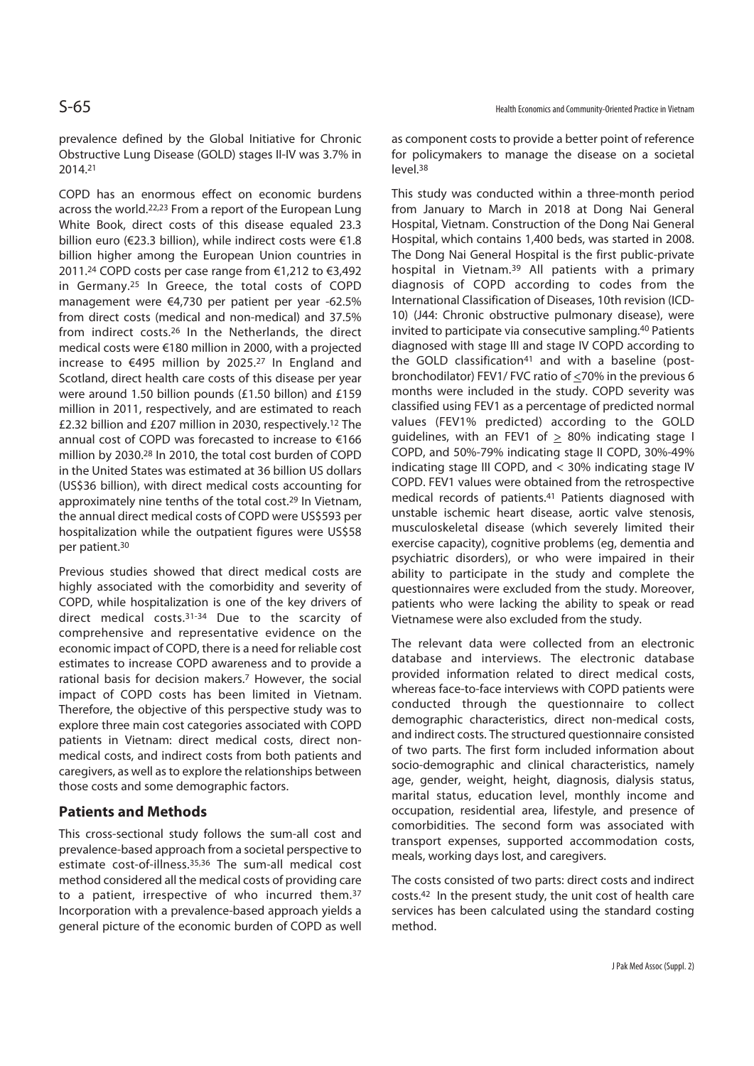prevalence defined by the Global Initiative for Chronic Obstructive Lung Disease (GOLD) stages II-IV was 3.7% in 2014.[21]

COPD has an enormous effect on economic burdens across the world.[22,23] From a report of the European Lung White Book, direct costs of this disease equaled 23.3 billion euro (€23.3 billion), while indirect costs were €1.8 billion higher among the European Union countries in 2011.[24] COPD costs per case range from €1,212 to €3,492 in Germany.[25] In Greece, the total costs of COPD management were €4,730 per patient per year -62.5% from direct costs (medical and non-medical) and 37.5% from indirect costs.[26] In the Netherlands, the direct medical costs were €180 million in 2000, with a projected increase to €495 million by 2025.[27] In England and Scotland, direct health care costs of this disease per year were around 1.50 billion pounds (£1.50 billon) and £159 million in 2011, respectively, and are estimated to reach £2.32 billion and £207 million in 2030, respectively.[12] The annual cost of COPD was forecasted to increase to €166 million by 2030.[28] In 2010, the total cost burden of COPD in the United States was estimated at 36 billion US dollars (US$36 billion), with direct medical costs accounting for approximately nine tenths of the total cost.[29] In Vietnam, the annual direct medical costs of COPD were US$593 per hospitalization while the outpatient figures were US$58 per patient.[30]

Previous studies showed that direct medical costs are highly associated with the comorbidity and severity of COPD, while hospitalization is one of the key drivers of direct medical costs.[31-34] Due to the scarcity of comprehensive and representative evidence on the economic impact of COPD, there is a need for reliable cost estimates to increase COPD awareness and to provide a rational basis for decision makers.[7] However, the social impact of COPD costs has been limited in Vietnam. Therefore, the objective of this perspective study was to explore three main cost categories associated with COPD patients in Vietnam: direct medical costs, direct non-medical costs, and indirect costs from both patients and caregivers, as well as to explore the relationships between those costs and some demographic factors.

## Patients and Methods

This cross-sectional study follows the sum-all cost and prevalence-based approach from a societal perspective to estimate cost-of-illness.[35,36] The sum-all medical cost method considered all the medical costs of providing care to a patient, irrespective of who incurred them.[37] Incorporation with a prevalence-based approach yields a general picture of the economic burden of COPD as well as component costs to provide a better point of reference for policymakers to manage the disease on a societal level.[38]

This study was conducted within a three-month period from January to March in 2018 at Dong Nai General Hospital, Vietnam. Construction of the Dong Nai General Hospital, which contains 1,400 beds, was started in 2008. The Dong Nai General Hospital is the first public-private hospital in Vietnam.[39] All patients with a primary diagnosis of COPD according to codes from the International Classification of Diseases, 10th revision (ICD-10) (J44: Chronic obstructive pulmonary disease), were invited to participate via consecutive sampling.[40] Patients diagnosed with stage III and stage IV COPD according to the GOLD classification[41] and with a baseline (post-bronchodilator) FEV1/ FVC ratio of ≤70% in the previous 6 months were included in the study. COPD severity was classified using FEV1 as a percentage of predicted normal values (FEV1% predicted) according to the GOLD guidelines, with an FEV1 of ≥ 80% indicating stage I COPD, and 50%-79% indicating stage II COPD, 30%-49% indicating stage III COPD, and < 30% indicating stage IV COPD. FEV1 values were obtained from the retrospective medical records of patients.[41] Patients diagnosed with unstable ischemic heart disease, aortic valve stenosis, musculoskeletal disease (which severely limited their exercise capacity), cognitive problems (eg, dementia and psychiatric disorders), or who were impaired in their ability to participate in the study and complete the questionnaires were excluded from the study. Moreover, patients who were lacking the ability to speak or read Vietnamese were also excluded from the study.

The relevant data were collected from an electronic database and interviews. The electronic database provided information related to direct medical costs, whereas face-to-face interviews with COPD patients were conducted through the questionnaire to collect demographic characteristics, direct non-medical costs, and indirect costs. The structured questionnaire consisted of two parts. The first form included information about socio-demographic and clinical characteristics, namely age, gender, weight, height, diagnosis, dialysis status, marital status, education level, monthly income and occupation, residential area, lifestyle, and presence of comorbidities. The second form was associated with transport expenses, supported accommodation costs, meals, working days lost, and caregivers.

The costs consisted of two parts: direct costs and indirect costs.[42] In the present study, the unit cost of health care services has been calculated using the standard costing method.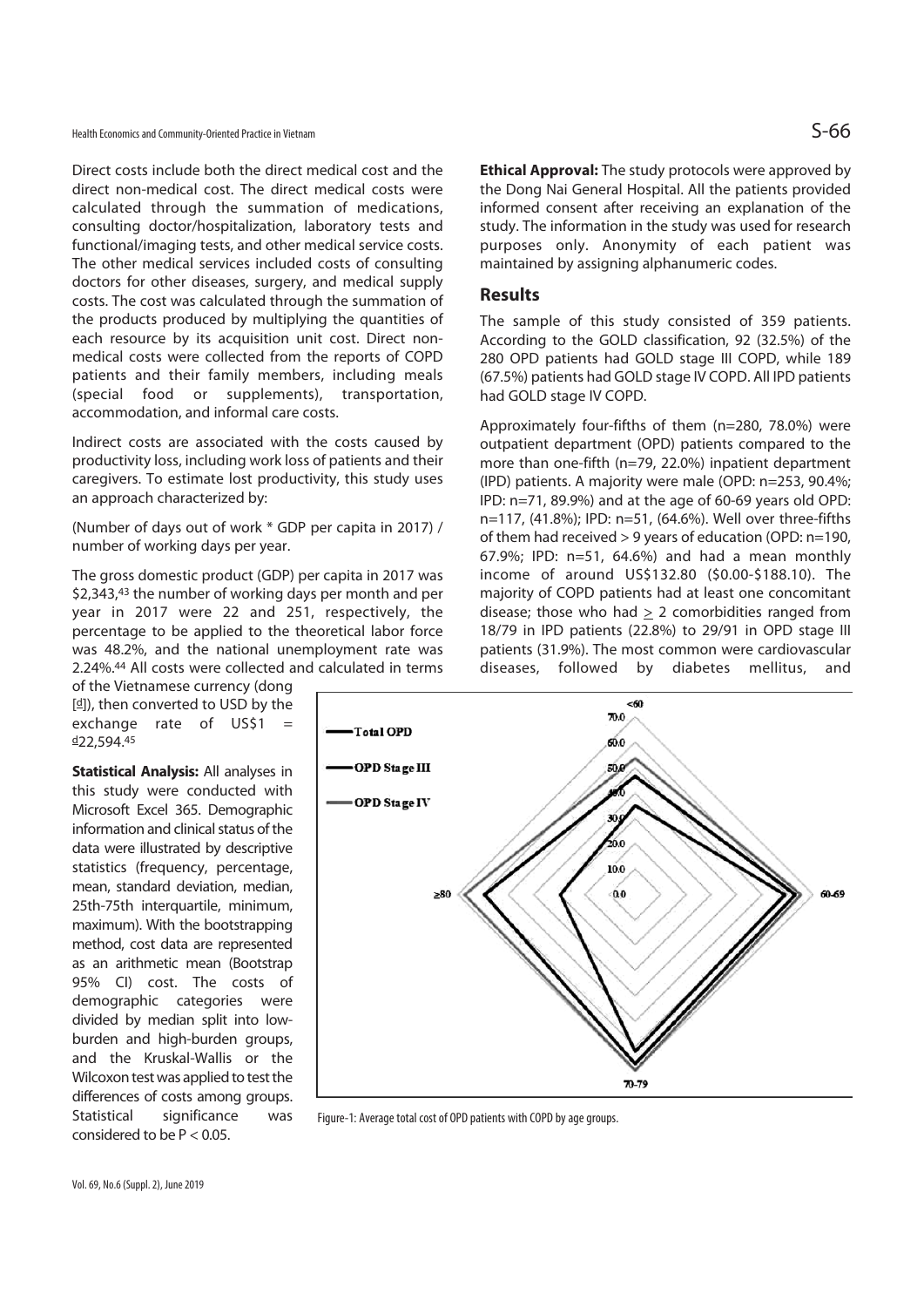Direct costs include both the direct medical cost and the direct non-medical cost. The direct medical costs were calculated through the summation of medications, consulting doctor/hospitalization, laboratory tests and functional/imaging tests, and other medical service costs. The other medical services included costs of consulting doctors for other diseases, surgery, and medical supply costs. The cost was calculated through the summation of the products produced by multiplying the quantities of each resource by its acquisition unit cost. Direct non-medical costs were collected from the reports of COPD patients and their family members, including meals (special food or supplements), transportation, accommodation, and informal care costs.

Indirect costs are associated with the costs caused by productivity loss, including work loss of patients and their caregivers. To estimate lost productivity, this study uses an approach characterized by:

(Number of days out of work * GDP per capita in 2017) / number of working days per year.

The gross domestic product (GDP) per capita in 2017 was $2,343,[43] the number of working days per month and per year in 2017 were 22 and 251, respectively, the percentage to be applied to the theoretical labor force was 48.2%, and the national unemployment rate was 2.24%.[44] All costs were collected and calculated in terms of the Vietnamese currency (dong [₫]), then converted to USD by the exchange rate of US$1 = ₫22,594.[45]

**Statistical Analysis:** All analyses in this study were conducted with Microsoft Excel 365. Demographic information and clinical status of the data were illustrated by descriptive statistics (frequency, percentage, mean, standard deviation, median, 25th-75th interquartile, minimum, maximum). With the bootstrapping method, cost data are represented as an arithmetic mean (Bootstrap 95% CI) cost. The costs of demographic categories were divided by median split into low-burden and high-burden groups, and the Kruskal-Wallis or the Wilcoxon test was applied to test the differences of costs among groups. Statistical significance was considered to be $P < 0.05$.

**Ethical Approval:** The study protocols were approved by the Dong Nai General Hospital. All the patients provided informed consent after receiving an explanation of the study. The information in the study was used for research purposes only. Anonymity of each patient was maintained by assigning alphanumeric codes.

## Results

The sample of this study consisted of 359 patients. According to the GOLD classification, 92 (32.5%) of the 280 OPD patients had GOLD stage III COPD, while 189 (67.5%) patients had GOLD stage IV COPD. All IPD patients had GOLD stage IV COPD.

Approximately four-fifths of them (n=280, 78.0%) were outpatient department (OPD) patients compared to the more than one-fifth (n=79, 22.0%) inpatient department (IPD) patients. A majority were male (OPD: n=253, 90.4%; IPD: n=71, 89.9%) and at the age of 60-69 years old OPD: n=117, (41.8%); IPD: n=51, (64.6%). Well over three-fifths of them had received > 9 years of education (OPD: n=190, 67.9%; IPD: n=51, 64.6%) and had a mean monthly income of around US$132.80 ($0.00-$188.10). The majority of COPD patients had at least one concomitant disease; those who had ≥ 2 comorbidities ranged from 18/79 in IPD patients (22.8%) to 29/91 in OPD stage III patients (31.9%). The most common were cardiovascular diseases, followed by diabetes mellitus, and

Figure-1: Average total cost of OPD patients with COPD by age groups.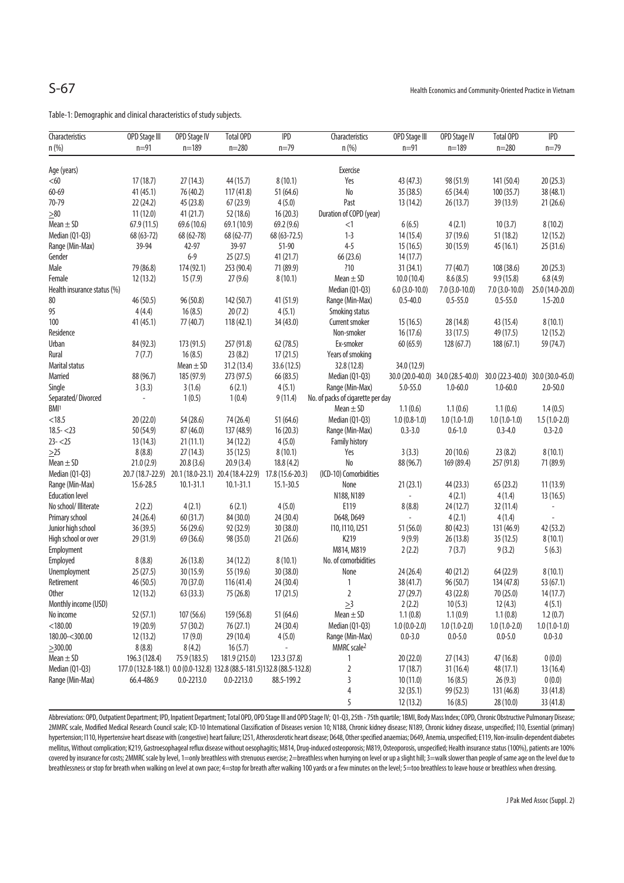Table-1: Demographic and clinical characteristics of study subjects.

| Characteristics n (%) | OPD Stage III n=91 | OPD Stage IV n=189 | Total OPD n=280 | IPD n=79 | Characteristics n (%) | OPD Stage III n=91 | OPD Stage IV n=189 | Total OPD n=280 | IPD n=79 |
|---|---|---|---|---|---|---|---|---|---|
| Age (years) | | | | | Exercise | | | | |
| <60 | 17 (18.7) | 27 (14.3) | 44 (15.7) | 8 (10.1) | Yes | 43 (47.3) | 98 (51.9) | 141 (50.4) | 20 (25.3) |
| 60-69 | 41 (45.1) | 76 (40.2) | 117 (41.8) | 51 (64.6) | No | 35 (38.5) | 65 (34.4) | 100 (35.7) | 38 (48.1) |
| 70-79 | 22 (24.2) | 45 (23.8) | 67 (23.9) | 4 (5.0) | Past | 13 (14.2) | 26 (13.7) | 39 (13.9) | 21 (26.6) |
| ≥80 | 11 (12.0) | 41 (21.7) | 52 (18.6) | 16 (20.3) | Duration of COPD (year) | | | | |
| Mean ± SD | 67.9 (11.5) | 69.6 (10.6) | 69.1 (10.9) | 69.2 (9.6) | <1 | 6 (6.5) | 4 (2.1) | 10 (3.7) | 8 (10.2) |
| Median (Q1-Q3) | 68 (63-72) | 68 (62-78) | 68 (62-77) | 68 (63-72.5) | 1-3 | 14 (15.4) | 37 (19.6) | 51 (18.2) | 12 (15.2) |
| Range (Min-Max) | 39-94 | 42-97 | 39-97 | 51-90 | 4-5 | 15 (16.5) | 30 (15.9) | 45 (16.1) | 25 (31.6) |
| Gender | | 6-9 | 25 (27.5) | 41 (21.7) | 66 (23.6) | 14 (17.7) | | | |
| Male | 79 (86.8) | 174 (92.1) | 253 (90.4) | 71 (89.9) | ?10 | 31 (34.1) | 77 (40.7) | 108 (38.6) | 20 (25.3) |
| Female | 12 (13.2) | 15 (7.9) | 27 (9.6) | 8 (10.1) | Mean ± SD | 10.0 (10.4) | 8.6 (8.5) | 9.9 (15.8) | 6.8 (4.9) |
| Health insurance status (%) | | | | | Median (Q1-Q3) | 6.0 (3.0-10.0) | 7.0 (3.0-10.0) | 7.0 (3.0-10.0) | 25.0 (14.0-20.0) |
| 80 | 46 (50.5) | 96 (50.8) | 142 (50.7) | 41 (51.9) | Range (Min-Max) | 0.5-40.0 | 0.5-55.0 | 0.5-55.0 | 1.5-20.0 |
| 95 | 4 (4.4) | 16 (8.5) | 20 (7.2) | 4 (5.1) | Smoking status | | | | |
| 100 | 41 (45.1) | 77 (40.7) | 118 (42.1) | 34 (43.0) | Current smoker | 15 (16.5) | 28 (14.8) | 43 (15.4) | 8 (10.1) |
| Residence | | | | | Non-smoker | 16 (17.6) | 33 (17.5) | 49 (17.5) | 12 (15.2) |
| Urban | 84 (92.3) | 173 (91.5) | 257 (91.8) | 62 (78.5) | Ex-smoker | 60 (65.9) | 128 (67.7) | 188 (67.1) | 59 (74.7) |
| Rural | 7 (7.7) | 16 (8.5) | 23 (8.2) | 17 (21.5) | Years of smoking | | | | |
| Marital status | | Mean ± SD | 31.2 (13.4) | 33.6 (12.5) | 32.8 (12.8) | 34.0 (12.9) | | | |
| Married | 88 (96.7) | 185 (97.9) | 273 (97.5) | 66 (83.5) | Median (Q1-Q3) | 30.0 (20.0-40.0) | 34.0 (28.5-40.0) | 30.0 (22.3-40.0) | 30.0 (30.0-45.0) |
| Single | 3 (3.3) | 3 (1.6) | 6 (2.1) | 4 (5.1) | Range (Min-Max) | 5.0-55.0 | 1.0-60.0 | 1.0-60.0 | 2.0-50.0 |
| Separated/ Divorced | - | 1 (0.5) | 1 (0.4) | 9 (11.4) | No. of packs of cigarette per day | | | | |
| BMI[1] | | | | | Mean ± SD | 1.1 (0.6) | 1.1 (0.6) | 1.1 (0.6) | 1.4 (0.5) |
| <18.5 | 20 (22.0) | 54 (28.6) | 74 (26.4) | 51 (64.6) | Median (Q1-Q3) | 1.0 (0.8-1.0) | 1.0 (1.0-1.0) | 1.0 (1.0-1.0) | 1.5 (1.0-2.0) |
| 18.5- <23 | 50 (54.9) | 87 (46.0) | 137 (48.9) | 16 (20.3) | Range (Min-Max) | 0.3-3.0 | 0.6-1.0 | 0.3-4.0 | 0.3-2.0 |
| 23- <25 | 13 (14.3) | 21 (11.1) | 34 (12.2) | 4 (5.0) | Family history | | | | |
| ≥25 | 8 (8.8) | 27 (14.3) | 35 (12.5) | 8 (10.1) | Yes | 3 (3.3) | 20 (10.6) | 23 (8.2) | 8 (10.1) |
| Mean ± SD | 21.0 (2.9) | 20.8 (3.6) | 20.9 (3.4) | 18.8 (4.2) | No | 88 (96.7) | 169 (89.4) | 257 (91.8) | 71 (89.9) |
| Median (Q1-Q3) | 20.7 (18.7-22.9) | 20.1 (18.0-23) | 20.4 (18.4-22.9) | 17.8 (15.6-20.3) | (ICD-10) Comorbidities | | | | |
| Range (Min-Max) | 15.6-28.5 | 10.1-31.1 | 10.1-31.1 | 15.1-30.5 | None | 21 (23.1) | 44 (23.3) | 65 (23.2) | 11 (13.9) |
| Education level | | | | | N188, N189 | - | 4 (2.1) | 4 (1.4) | 13 (16.5) |
| No school/ Illiterate | 2 (2.2) | 4 (2.1) | 6 (2.1) | 4 (5.0) | E119 | 8 (8.8) | 24 (12.7) | 32 (11.4) | - |
| Primary school | 24 (26.4) | 60 (31.7) | 84 (30.0) | 24 (30.4) | D648, D649 | - | 4 (2.1) | 4 (1.4) | - |
| Junior high school | 36 (39.5) | 56 (29.6) | 92 (32.9) | 30 (38.0) | I10, I110, I251 | 51 (56.0) | 80 (42.3) | 131 (46.9) | 42 (53.2) |
| High school or over | 29 (31.9) | 69 (36.6) | 98 (35.0) | 21 (26.6) | K219 | 9 (9.9) | 26 (13.8) | 35 (12.5) | 8 (10.1) |
| Employment | | | | | M814, M819 | 2 (2.2) | 7 (3.7) | 9 (3.2) | 5 (6.3) |
| Employed | 8 (8.8) | 26 (13.8) | 34 (12.2) | 8 (10.1) | No. of comorbidities | | | | |
| Unemployment | 25 (27.5) | 30 (15.9) | 55 (19.6) | 30 (38.0) | None | 24 (26.4) | 40 (21.2) | 64 (22.9) | 8 (10.1) |
| Retirement | 46 (50.5) | 70 (37.0) | 116 (41.4) | 24 (30.4) | 1 | 38 (41.7) | 96 (50.7) | 134 (47.8) | 53 (67.1) |
| Other | 12 (13.2) | 63 (33.3) | 75 (26.8) | 17 (21.5) | 2 | 27 (29.7) | 43 (22.8) | 70 (25.0) | 14 (17.7) |
| Monthly income (USD) | | | | | ≥3 | 2 (2.2) | 10 (5.3) | 12 (4.3) | 4 (5.1) |
| No income | 52 (57.1) | 107 (56.6) | 159 (56.8) | 51 (64.6) | Mean ± SD | 1.1 (0.8) | 1.1 (0.9) | 1.1 (0.8) | 1.2 (0.7) |
| <180.00 | 19 (20.9) | 57 (30.2) | 76 (27.1) | 24 (30.4) | Median (Q1-Q3) | 1.0 (0.0-2.0) | 1.0 (1.0-2.0) | 1.0 (1.0-2.0) | 1.0 (1.0-1.0) |
| 180.00-<300.00 | 12 (13.2) | 17 (9.0) | 29 (10.4) | 4 (5.0) | Range (Min-Max) | 0.0-3.0 | 0.0-5.0 | 0.0-5.0 | 0.0-3.0 |
| ≥300.00 | 8 (8.8) | 8 (4.2) | 16 (5.7) | - | MMRC scale[2] | | | | |
| Mean ± SD | 196.3 (128.4) | 75.9 (183.5) | 181.9 (215.0) | 123.3 (37.8) | 1 | 20 (22.0) | 27 (14.3) | 47 (16.8) | 0 (0.0) |
| Median (Q1-Q3) | 177.0 (132.8-188.1) | 0.0 (0.0-132.8) | 132.8 (88.5-181.5) | 132.8 (88.5-132.8) | 2 | 17 (18.7) | 31 (16.4) | 48 (17.1) | 13 (16.4) |
| Range (Min-Max) | 66.4-486.9 | 0.0-2213.0 | 0.0-2213.0 | 88.5-199.2 | 3 | 10 (11.0) | 16 (8.5) | 26 (9.3) | 0 (0.0) |
| | | | | | 4 | 32 (35.1) | 99 (52.3) | 131 (46.8) | 33 (41.8) |
| | | | | | 5 | 12 (13.2) | 16 (8.5) | 28 (10.0) | 33 (41.8) |

Abbreviations: OPD, Outpatient Department; IPD, Inpatient Department; Total OPD, OPD Stage III and OPD Stage IV; Q1-Q3, 25th - 75th quartile; 1BMI, Body Mass Index; COPD, Chronic Obstructive Pulmonary Disease; 2MMRC scale, Modified Medical Research Council scale; ICD-10 International Classification of Diseases version 10; N188, Chronic kidney disease; N189, Chronic kidney disease, unspecified; I10, Essential (primary) hypertension; I110, Hypertensive heart disease with (congestive) heart failure; I251, Atherosclerotic heart disease; D648, Other specified anaemias; D649, Anemia, unspecified; E119, Non-insulin-dependent diabetes mellitus, Without complication; K219, Gastroesophageal reflux disease without oesophagitis; M814, Drug-induced osteoporosis; M819, Osteoporosis, unspecified; Health insurance status (100%), patients are 100% covered by insurance for costs; 2MMRC scale by level, 1=only breathless with strenuous exercise; 2=breathless when hurrying on level or up a slight hill; 3=walk slower than people of same age on the level due to breathlessness or stop for breath when walking on level at own pace; 4=stop for breath after walking 100 yards or a few minutes on the level; 5=too breathless to leave house or breathless when dressing.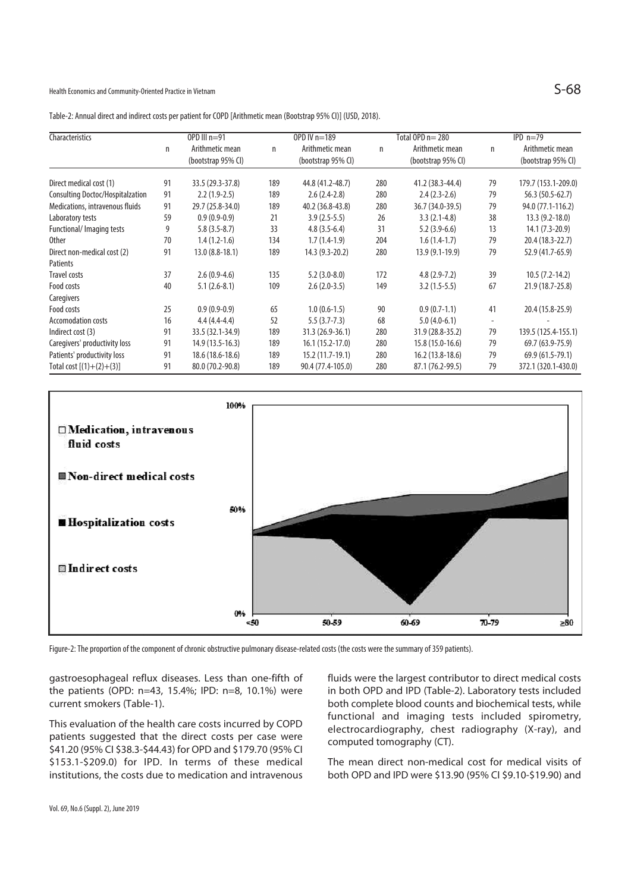Table-2: Annual direct and indirect costs per patient for COPD [Arithmetic mean (Bootstrap 95% CI)] (USD, 2018).

| Characteristics | OPD III n=91 | | OPD IV n=189 | | Total OPD n= 280 | | IPD n=79 | |
|---|---|---|---|---|---|---|---|---|
| | n | Arithmetic mean (bootstrap 95% CI) | n | Arithmetic mean (bootstrap 95% CI) | n | Arithmetic mean (bootstrap 95% CI) | n | Arithmetic mean (bootstrap 95% CI) |
| Direct medical cost (1) | 91 | 33.5 (29.3-37.8) | 189 | 44.8 (41.2-48.7) | 280 | 41.2 (38.3-44.4) | 79 | 179.7 (153.1-209.0) |
| Consulting Doctoc/Hospitalzation | 91 | 2.2 (1.9-2.5) | 189 | 2.6 (2.4-2.8) | 280 | 2.4 (2.3-2.6) | 79 | 56.3 (50.5-62.7) |
| Medications, intravenous fluids | 91 | 29.7 (25.8-34.0) | 189 | 40.2 (36.8-43.8) | 280 | 36.7 (34.0-39.5) | 79 | 94.0 (77.1-116.2) |
| Laboratory tests | 59 | 0.9 (0.9-0.9) | 21 | 3.9 (2.5-5.5) | 26 | 3.3 (2.1-4.8) | 38 | 13.3 (9.2-18.0) |
| Functional/ Imaging tests | 9 | 5.8 (3.5-8.7) | 33 | 4.8 (3.5-6.4) | 31 | 5.2 (3.9-6.6) | 13 | 14.1 (7.3-20.9) |
| Other | 70 | 1.4 (1.2-1.6) | 134 | 1.7 (1.4-1.9) | 204 | 1.6 (1.4-1.7) | 79 | 20.4 (18.3-22.7) |
| Direct non-medical cost (2) | 91 | 13.0 (8.8-18.1) | 189 | 14.3 (9.3-20.2) | 280 | 13.9 (9.1-19.9) | 79 | 52.9 (41.7-65.9) |
| Patients | | | | | | | | |
| Travel costs | 37 | 2.6 (0.9-4.6) | 135 | 5.2 (3.0-8.0) | 172 | 4.8 (2.9-7.2) | 39 | 10.5 (7.2-14.2) |
| Food costs | 40 | 5.1 (2.6-8.1) | 109 | 2.6 (2.0-3.5) | 149 | 3.2 (1.5-5.5) | 67 | 21.9 (18.7-25.8) |
| Caregivers | | | | | | | | |
| Food costs | 25 | 0.9 (0.9-0.9) | 65 | 1.0 (0.6-1.5) | 90 | 0.9 (0.7-1.1) | 41 | 20.4 (15.8-25.9) |
| Accomodation costs | 16 | 4.4 (4.4-4.4) | 52 | 5.5 (3.7-7.3) | 68 | 5.0 (4.0-6.1) | - | - |
| Indirect cost (3) | 91 | 33.5 (32.1-34.9) | 189 | 31.3 (26.9-36.1) | 280 | 31.9 (28.8-35.2) | 79 | 139.5 (125.4-155.1) |
| Caregivers' productivity loss | 91 | 14.9 (13.5-16.3) | 189 | 16.1 (15.2-17.0) | 280 | 15.8 (15.0-16.6) | 79 | 69.7 (63.9-75.9) |
| Patients' productivity loss | 91 | 18.6 (18.6-18.6) | 189 | 15.2 (11.7-19.1) | 280 | 16.2 (13.8-18.6) | 79 | 69.9 (61.5-79.1) |
| Total cost [(1)+(2)+(3)] | 91 | 80.0 (70.2-90.8) | 189 | 90.4 (77.4-105.0) | 280 | 87.1 (76.2-99.5) | 79 | 372.1 (320.1-430.0) |

Figure-2: The proportion of the component of chronic obstructive pulmonary disease-related costs (the costs were the summary of 359 patients).

gastroesophageal reflux diseases. Less than one-fifth of the patients (OPD: n=43, 15.4%; IPD: n=8, 10.1%) were current smokers (Table-1).

This evaluation of the health care costs incurred by COPD patients suggested that the direct costs per case were $41.20 (95% CI $38.3-$44.43) for OPD and $179.70 (95% CI $153.1-$209.0) for IPD. In terms of these medical institutions, the costs due to medication and intravenous fluids were the largest contributor to direct medical costs in both OPD and IPD (Table-2). Laboratory tests included both complete blood counts and biochemical tests, while functional and imaging tests included spirometry, electrocardiography, chest radiography (X-ray), and computed tomography (CT).

The mean direct non-medical cost for medical visits of both OPD and IPD were $13.90 (95% CI $9.10-$19.90) and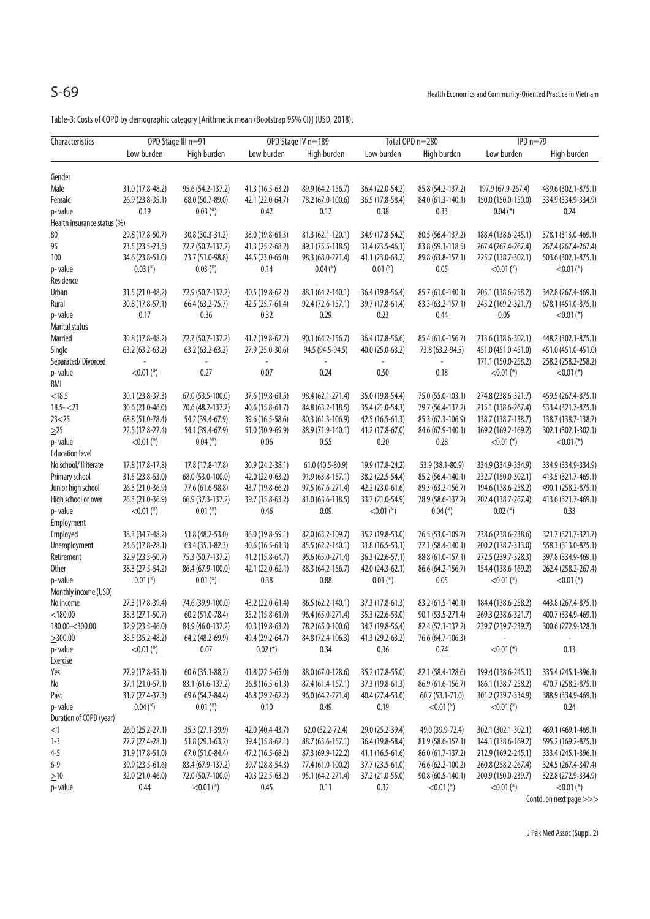Table-3: Costs of COPD by demographic category [Arithmetic mean (Bootstrap 95% CI)] (USD, 2018).

| Characteristics | OPD Stage III n=91 | | OPD Stage IV n=189 | | Total OPD n=280 | | IPD n=79 | |
|---|---|---|---|---|---|---|---|---|
| | Low burden | High burden | Low burden | High burden | Low burden | High burden | Low burden | High burden |
| Gender | | | | | | | | |
| Male | 31.0 (17.8-48.2) | 95.6 (54.2-137.2) | 41.3 (16.5-63.2) | 89.9 (64.2-156.7) | 36.4 (22.0-54.2) | 85.8 (54.2-137.2) | 197.9 (67.9-267.4) | 439.6 (302.1-875.1) |
| Female | 26.9 (23.8-35.1) | 68.0 (50.7-89.0) | 42.1 (22.0-64.7) | 78.2 (67.0-100.6) | 36.5 (17.8-58.4) | 84.0 (61.3-140.1) | 150.0 (150.0-150.0) | 334.9 (334.9-334.9) |
| p- value | 0.19 | 0.03 (*) | 0.42 | 0.12 | 0.38 | 0.33 | 0.04 (*) | 0.24 |
| Health insurance status (%) | | | | | | | | |
| 80 | 29.8 (17.8-50.7) | 30.8 (30.3-31.2) | 38.0 (19.8-61.3) | 81.3 (62.1-120.1) | 34.9 (17.8-54.2) | 80.5 (56.4-137.2) | 188.4 (138.6-245.1) | 378.1 (313.0-469.1) |
| 95 | 23.5 (23.5-23.5) | 72.7 (50.7-137.2) | 41.3 (25.2-68.2) | 89.1 (75.5-118.5) | 31.4 (23.5-46.1) | 83.8 (59.1-118.5) | 267.4 (267.4-267.4) | 267.4 (267.4-267.4) |
| 100 | 34.6 (23.8-51.0) | 73.7 (51.0-98.8) | 44.5 (23.0-65.0) | 98.3 (68.0-271.4) | 41.1 (23.0-63.2) | 89.8 (63.8-157.1) | 225.7 (138.7-302.1) | 503.6 (302.1-875.1) |
| p- value | 0.03 (*) | 0.03 (*) | 0.14 | 0.04 (*) | 0.01 (*) | 0.05 | <0.01 (*) | <0.01 (*) |
| Residence | | | | | | | | |
| Urban | 31.5 (21.0-48.2) | 72.9 (50.7-137.2) | 40.5 (19.8-62.2) | 88.1 (64.2-140.1) | 36.4 (19.8-56.4) | 85.7 (61.0-140.1) | 205.1 (138.6-258.2) | 342.8 (267.4-469.1) |
| Rural | 30.8 (17.8-57.1) | 66.4 (63.2-75.7) | 42.5 (25.7-61.4) | 92.4 (72.6-157.1) | 39.7 (17.8-61.4) | 83.3 (63.2-157.1) | 245.2 (169.2-321.7) | 678.1 (451.0-875.1) |
| p- value | 0.17 | 0.36 | 0.32 | 0.29 | 0.23 | 0.44 | 0.05 | <0.01 (*) |
| Marital status | | | | | | | | |
| Married | 30.8 (17.8-48.2) | 72.7 (50.7-137.2) | 41.2 (19.8-62.2) | 90.1 (64.2-156.7) | 36.4 (17.8-56.6) | 85.4 (61.0-156.7) | 213.6 (138.6-302.1) | 448.2 (302.1-875.1) |
| Single | 63.2 (63.2-63.2) | 63.2 (63.2-63.2) | 27.9 (25.0-30.6) | 94.5 (94.5-94.5) | 40.0 (25.0-63.2) | 73.8 (63.2-94.5) | 451.0 (451.0-451.0) | 451.0 (451.0-451.0) |
| Separated/ Divorced | - | - | - | - | - | - | 171.1 (150.0-258.2) | 258.2 (258.2-258.2) |
| p- value | <0.01 (*) | 0.27 | 0.07 | 0.24 | 0.50 | 0.18 | <0.01 (*) | <0.01 (*) |
| BMI | | | | | | | | |
| <18.5 | 30.1 (23.8-37.3) | 67.0 (53.5-100.0) | 37.6 (19.8-61.5) | 98.4 (62.1-271.4) | 35.0 (19.8-54.4) | 75.0 (55.0-103.1) | 274.8 (238.6-321.7) | 459.5 (267.4-875.1) |
| 18.5- <23 | 30.6 (21.0-46.0) | 70.6 (48.2-137.2) | 40.6 (15.8-61.7) | 84.8 (63.2-118.5) | 35.4 (21.0-54.3) | 79.7 (56.4-137.2) | 215.1 (138.6-267.4) | 533.4 (321.7-875.1) |
| 23<25 | 68.8 (51.0-78.4) | 54.2 (39.4-67.9) | 39.6 (16.5-58.6) | 80.3 (61.3-106.9) | 42.5 (16.5-61.3) | 85.3 (67.3-106.9) | 138.7 (138.7-138.7) | 138.7 (138.7-138.7) |
| ≥25 | 22.5 (17.8-27.4) | 54.1 (39.4-67.9) | 51.0 (30.9-69.9) | 88.9 (71.9-140.1) | 41.2 (17.8-67.0) | 84.6 (67.9-140.1) | 169.2 (169.2-169.2) | 302.1 (302.1-302.1) |
| p- value | <0.01 (*) | 0.04 (*) | 0.06 | 0.55 | 0.20 | 0.28 | <0.01 (*) | <0.01 (*) |
| Education level | | | | | | | | |
| No school/ Illiterate | 17.8 (17.8-17.8) | 17.8 (17.8-17.8) | 30.9 (24.2-38.1) | 61.0 (40.5-80.9) | 19.9 (17.8-24.2) | 53.9 (38.1-80.9) | 334.9 (334.9-334.9) | 334.9 (334.9-334.9) |
| Primary school | 31.5 (23.8-53.0) | 68.0 (53.0-100.0) | 42.0 (22.0-63.2) | 91.9 (63.8-157.1) | 38.2 (22.5-54.4) | 85.2 (56.4-140.1) | 232.7 (150.0-302.1) | 413.5 (321.7-469.1) |
| Junior high school | 26.3 (21.0-36.9) | 77.6 (61.6-98.8) | 43.7 (19.8-66.2) | 97.5 (67.6-271.4) | 42.2 (23.0-61.6) | 89.3 (63.2-156.7) | 194.6 (138.6-258.2) | 490.1 (258.2-875.1) |
| High school or over | 26.3 (21.0-36.9) | 66.9 (37.3-137.2) | 39.7 (15.8-63.2) | 81.0 (63.6-118.5) | 33.7 (21.0-54.9) | 78.9 (58.6-137.2) | 202.4 (138.7-267.4) | 413.6 (321.7-469.1) |
| p- value | <0.01 (*) | 0.01 (*) | 0.46 | 0.09 | <0.01 (*) | 0.04 (*) | 0.02 (*) | 0.33 |
| Employment | | | | | | | | |
| Employed | 38.3 (34.7-48.2) | 51.8 (48.2-53.0) | 36.0 (19.8-59.1) | 82.0 (63.2-109.7) | 35.2 (19.8-53.0) | 76.5 (53.0-109.7) | 238.6 (238.6-238.6) | 321.7 (321.7-321.7) |
| Unemployment | 24.6 (17.8-28.1) | 63.4 (35.1-82.3) | 40.6 (16.5-61.3) | 85.5 (62.2-140.1) | 31.8 (16.5-53.1) | 77.1 (58.4-140.1) | 200.2 (138.7-313.0) | 558.3 (313.0-875.1) |
| Retirement | 32.9 (23.5-50.7) | 75.3 (50.7-137.2) | 41.2 (15.8-64.7) | 95.6 (65.0-271.4) | 36.3 (22.6-57.1) | 88.8 (61.0-157.1) | 272.5 (239.7-328.3) | 397.8 (334.9-469.1) |
| Other | 38.3 (27.5-54.2) | 86.4 (67.9-100.0) | 42.1 (22.0-62.1) | 88.3 (64.2-156.7) | 42.0 (24.3-62.1) | 86.6 (64.2-156.7) | 154.4 (138.6-169.2) | 262.4 (258.2-267.4) |
| p- value | 0.01 (*) | 0.01 (*) | 0.38 | 0.88 | 0.01 (*) | 0.05 | <0.01 (*) | <0.01 (*) |
| Monthly income (USD) | | | | | | | | |
| No income | 27.3 (17.8-39.4) | 74.6 (39.9-100.0) | 43.2 (22.0-61.4) | 86.5 (62.2-140.1) | 37.3 (17.8-61.3) | 83.2 (61.5-140.1) | 184.4 (138.6-258.2) | 443.8 (267.4-875.1) |
| <180.00 | 38.3 (27.1-50.7) | 60.2 (51.0-78.4) | 35.2 (15.8-61.0) | 96.4 (65.0-271.4) | 35.3 (22.6-53.0) | 90.1 (53.5-271.4) | 269.3 (238.6-321.7) | 400.7 (334.9-469.1) |
| 180.00-<300.00 | 32.9 (23.5-46.0) | 84.9 (46.0-137.2) | 40.3 (19.8-63.2) | 78.2 (65.0-100.6) | 34.7 (19.8-56.4) | 82.4 (57.1-137.2) | 239.7 (239.7-239.7) | 300.6 (272.9-328.3) |
| ≥300.00 | 38.5 (35.2-48.2) | 64.2 (48.2-69.9) | 49.4 (29.2-64.7) | 84.8 (72.4-106.3) | 41.3 (29.2-63.2) | 76.6 (64.7-106.3) | - | - |
| p- value | <0.01 (*) | 0.07 | 0.02 (*) | 0.34 | 0.36 | 0.74 | <0.01 (*) | 0.13 |
| Exercise | | | | | | | | |
| Yes | 27.9 (17.8-35.1) | 60.6 (35.1-88.2) | 41.8 (22.5-65.0) | 88.0 (67.0-128.6) | 35.2 (17.8-55.0) | 82.1 (58.4-128.6) | 199.4 (138.6-245.1) | 335.4 (245.1-396.1) |
| No | 37.1 (21.0-57.1) | 83.1 (61.6-137.2) | 36.8 (16.5-61.3) | 87.4 (61.4-157.1) | 37.3 (19.8-61.3) | 86.9 (61.6-156.7) | 186.1 (138.7-258.2) | 470.7 (258.2-875.1) |
| Past | 31.7 (27.4-37.3) | 69.6 (54.2-84.4) | 46.8 (29.2-62.2) | 96.0 (64.2-271.4) | 40.4 (27.4-53.0) | 60.7 (53.1-71.0) | 301.2 (239.7-334.9) | 388.9 (334.9-469.1) |
| p- value | 0.04 (*) | 0.01 (*) | 0.10 | 0.49 | 0.19 | <0.01 (*) | <0.01 (*) | 0.24 |
| Duration of COPD (year) | | | | | | | | |
| <1 | 26.0 (25.2-27.1) | 35.3 (27.1-39.9) | 42.0 (40.4-43.7) | 62.0 (52.2-72.4) | 29.0 (25.2-39.4) | 49.0 (39.9-72.4) | 302.1 (302.1-302.1) | 469.1 (469.1-469.1) |
| 1-3 | 27.7 (27.4-28.1) | 51.8 (29.3-63.2) | 39.4 (15.8-62.1) | 88.7 (63.6-157.1) | 36.4 (19.8-58.4) | 81.9 (58.6-157.1) | 144.1 (138.6-169.2) | 595.2 (169.2-875.1) |
| 4-5 | 31.9 (17.8-51.0) | 67.0 (51.0-84.4) | 47.2 (16.5-68.2) | 87.3 (69.9-122.2) | 41.1 (16.5-61.6) | 86.0 (61.7-137.2) | 212.9 (169.2-245.1) | 333.4 (245.1-396.1) |
| 6-9 | 39.9 (23.5-61.6) | 83.4 (67.9-137.2) | 39.7 (28.8-54.3) | 77.4 (61.0-100.2) | 37.7 (23.5-61.0) | 76.6 (62.2-100.2) | 260.8 (258.2-267.4) | 324.5 (267.4-347.4) |
| ≥10 | 32.0 (21.0-46.0) | 72.0 (50.7-100.0) | 40.3 (22.5-63.2) | 95.1 (64.2-271.4) | 37.2 (21.0-55.0) | 90.8 (60.5-140.1) | 200.9 (150.0-239.7) | 322.8 (272.9-334.9) |
| p- value | 0.44 | <0.01 (*) | 0.45 | 0.11 | 0.32 | <0.01 (*) | <0.01 (*) | <0.01 (*) |

Contd. on next page >>>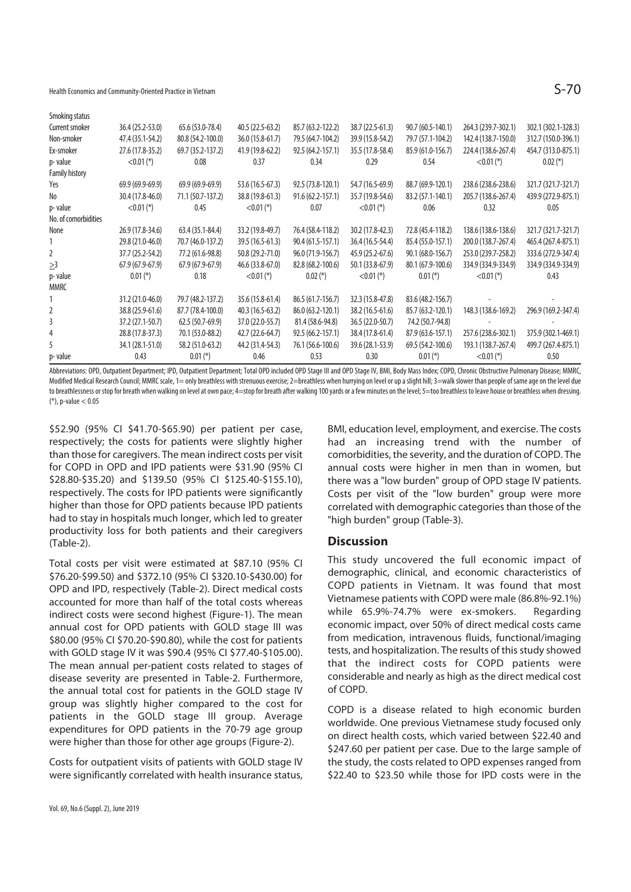| | | | | | | | | |
|---|---|---|---|---|---|---|---|---|
| Smoking status | | | | | | | | |
| Current smoker | 36.4 (25.2-53.0) | 65.6 (53.0-78.4) | 40.5 (22.5-63.2) | 85.7 (63.2-122.2) | 38.7 (22.5-61.3) | 90.7 (60.5-140.1) | 264.3 (239.7-302.1) | 302.1 (302.1-328.3) |
| Non-smoker | 47.4 (35.1-54.2) | 80.8 (54.2-100.0) | 36.0 (15.8-61.7) | 79.5 (64.7-104.2) | 39.9 (15.8-54.2) | 79.7 (57.1-104.2) | 142.4 (138.7-150.0) | 312.7 (150.0-396.1) |
| Ex-smoker | 27.6 (17.8-35.2) | 69.7 (35.2-137.2) | 41.9 (19.8-62.2) | 92.5 (64.2-157.1) | 35.5 (17.8-58.4) | 85.9 (61.0-156.7) | 224.4 (138.6-267.4) | 454.7 (313.0-875.1) |
| p- value | <0.01 (*) | 0.08 | 0.37 | 0.34 | 0.29 | 0.54 | <0.01 (*) | 0.02 (*) |
| Family history | | | | | | | | |
| Yes | 69.9 (69.9-69.9) | 69.9 (69.9-69.9) | 53.6 (16.5-67.3) | 92.5 (73.8-120.1) | 54.7 (16.5-69.9) | 88.7 (69.9-120.1) | 238.6 (238.6-238.6) | 321.7 (321.7-321.7) |
| No | 30.4 (17.8-46.0) | 71.1 (50.7-137.2) | 38.8 (19.8-61.3) | 91.6 (62.2-157.1) | 35.7 (19.8-54.6) | 83.2 (57.1-140.1) | 205.7 (138.6-267.4) | 439.9 (272.9-875.1) |
| p- value | <0.01 (*) | 0.45 | <0.01 (*) | 0.07 | <0.01 (*) | 0.06 | 0.32 | 0.05 |
| No. of comorbidities | | | | | | | | |
| None | 26.9 (17.8-34.6) | 63.4 (35.1-84.4) | 33.2 (19.8-49.7) | 76.4 (58.4-118.2) | 30.2 (17.8-42.3) | 72.8 (45.4-118.2) | 138.6 (138.6-138.6) | 321.7 (321.7-321.7) |
| 1 | 29.8 (21.0-46.0) | 70.7 (46.0-137.2) | 39.5 (16.5-61.3) | 90.4 (61.5-157.1) | 36.4 (16.5-54.4) | 85.4 (55.0-157.1) | 200.0 (138.7-267.4) | 465.4 (267.4-875.1) |
| 2 | 37.7 (25.2-54.2) | 77.2 (61.6-98.8) | 50.8 (29.2-71.0) | 96.0 (71.9-156.7) | 45.9 (25.2-67.6) | 90.1 (68.0-156.7) | 253.0 (239.7-258.2) | 333.6 (272.9-347.4) |
| ≥3 | 67.9 (67.9-67.9) | 67.9 (67.9-67.9) | 46.6 (33.8-67.0) | 82.8 (68.2-100.6) | 50.1 (33.8-67.9) | 80.1 (67.9-100.6) | 334.9 (334.9-334.9) | 334.9 (334.9-334.9) |
| p- value | 0.01 (*) | 0.18 | <0.01 (*) | 0.02 (*) | <0.01 (*) | 0.01 (*) | <0.01 (*) | 0.43 |
| MMRC | | | | | | | | |
| 1 | 31.2 (21.0-46.0) | 79.7 (48.2-137.2) | 35.6 (15.8-61.4) | 86.5 (61.7-156.7) | 32.3 (15.8-47.8) | 83.6 (48.2-156.7) | - | - |
| 2 | 38.8 (25.9-61.6) | 87.7 (78.4-100.0) | 40.3 (16.5-63.2) | 86.0 (63.2-120.1) | 38.2 (16.5-61.6) | 85.7 (63.2-120.1) | 148.3 (138.6-169.2) | 296.9 (169.2-347.4) |
| 3 | 37.2 (27.1-50.7) | 62.5 (50.7-69.9) | 37.0 (22.0-55.7) | 81.4 (58.6-94.8) | 36.5 (22.0-50.7) | 74.2 (50.7-94.8) | - | - |
| 4 | 28.8 (17.8-37.3) | 70.1 (53.0-88.2) | 42.7 (22.6-64.7) | 92.5 (66.2-157.1) | 38.4 (17.8-61.4) | 87.9 (63.6-157.1) | 257.6 (238.6-302.1) | 375.9 (302.1-469.1) |
| 5 | 34.1 (28.1-51.0) | 58.2 (51.0-63.2) | 44.2 (31.4-54.3) | 76.1 (56.6-100.6) | 39.6 (28.1-53.9) | 69.5 (54.2-100.6) | 193.1 (138.7-267.4) | 499.7 (267.4-875.1) |
| p- value | 0.43 | 0.01 (*) | 0.46 | 0.53 | 0.30 | 0.01 (*) | <0.01 (*) | 0.50 |

Abbreviations: OPD, Outpatient Department; IPD, Outpatient Department; Total OPD included OPD Stage III and OPD Stage IV, BMI, Body Mass Index; COPD, Chronic Obstructive Pulmonary Disease; MMRC, Modified Medical Research Council; MMRC scale, 1= only breathless with strenuous exercise; 2=breathless when hurrying on level or up a slight hill; 3=walk slower than people of same age on the level due to breathlessness or stop for breath when walking on level at own pace; 4=stop for breath after walking 100 yards or a few minutes on the level; 5=too breathless to leave house or breathless when dressing. (*), p-value < 0.05

$52.90 (95% CI $41.70-$65.90) per patient per case, respectively; the costs for patients were slightly higher than those for caregivers. The mean indirect costs per visit for COPD in OPD and IPD patients were $31.90 (95% CI $28.80-$35.20) and $139.50 (95% CI $125.40-$155.10), respectively. The costs for IPD patients were significantly higher than those for OPD patients because IPD patients had to stay in hospitals much longer, which led to greater productivity loss for both patients and their caregivers (Table-2).

Total costs per visit were estimated at $87.10 (95% CI $76.20-$99.50) and $372.10 (95% CI $320.10-$430.00) for OPD and IPD, respectively (Table-2). Direct medical costs accounted for more than half of the total costs whereas indirect costs were second highest (Figure-1). The mean annual cost for OPD patients with GOLD stage III was $80.00 (95% CI $70.20-$90.80), while the cost for patients with GOLD stage IV it was $90.4 (95% CI $77.40-$105.00). The mean annual per-patient costs related to stages of disease severity are presented in Table-2. Furthermore, the annual total cost for patients in the GOLD stage IV group was slightly higher compared to the cost for patients in the GOLD stage III group. Average expenditures for OPD patients in the 70-79 age group were higher than those for other age groups (Figure-2).

Costs for outpatient visits of patients with GOLD stage IV were significantly correlated with health insurance status, BMI, education level, employment, and exercise. The costs had an increasing trend with the number of comorbidities, the severity, and the duration of COPD. The annual costs were higher in men than in women, but there was a "low burden" group of OPD stage IV patients. Costs per visit of the "low burden" group were more correlated with demographic categories than those of the "high burden" group (Table-3).

## Discussion

This study uncovered the full economic impact of demographic, clinical, and economic characteristics of COPD patients in Vietnam. It was found that most Vietnamese patients with COPD were male (86.8%-92.1%) while 65.9%-74.7% were ex-smokers. Regarding economic impact, over 50% of direct medical costs came from medication, intravenous fluids, functional/imaging tests, and hospitalization. The results of this study showed that the indirect costs for COPD patients were considerable and nearly as high as the direct medical cost of COPD.

COPD is a disease related to high economic burden worldwide. One previous Vietnamese study focused only on direct health costs, which varied between $22.40 and $247.60 per patient per case. Due to the large sample of the study, the costs related to OPD expenses ranged from $22.40 to $23.50 while those for IPD costs were in the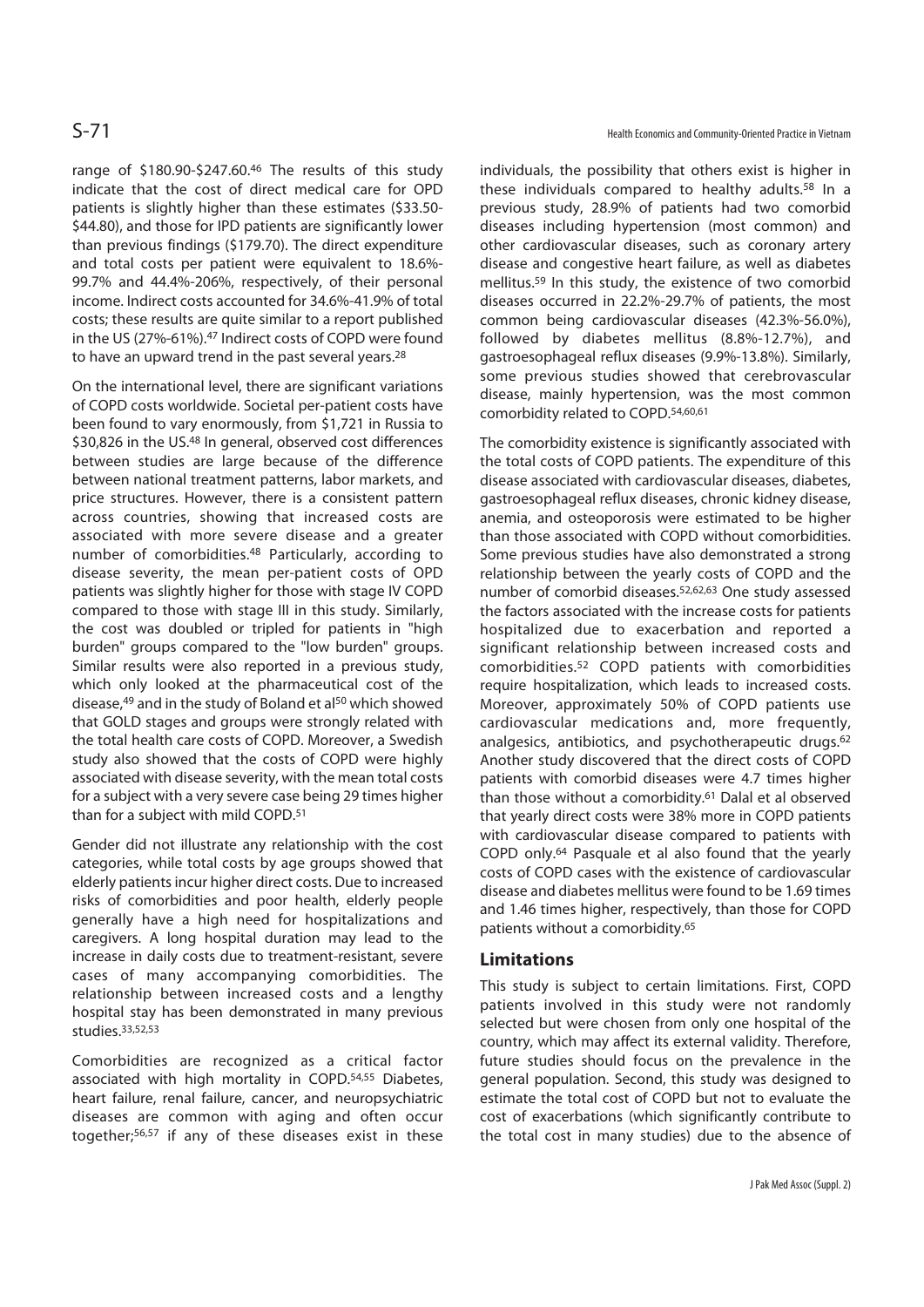range of $180.90-$247.60.[46] The results of this study indicate that the cost of direct medical care for OPD patients is slightly higher than these estimates ($33.50-$44.80), and those for IPD patients are significantly lower than previous findings ($179.70). The direct expenditure and total costs per patient were equivalent to 18.6%-99.7% and 44.4%-206%, respectively, of their personal income. Indirect costs accounted for 34.6%-41.9% of total costs; these results are quite similar to a report published in the US (27%-61%).[47] Indirect costs of COPD were found to have an upward trend in the past several years.[28]

On the international level, there are significant variations of COPD costs worldwide. Societal per-patient costs have been found to vary enormously, from $1,721 in Russia to $30,826 in the US.[48] In general, observed cost differences between studies are large because of the difference between national treatment patterns, labor markets, and price structures. However, there is a consistent pattern across countries, showing that increased costs are associated with more severe disease and a greater number of comorbidities.[48] Particularly, according to disease severity, the mean per-patient costs of OPD patients was slightly higher for those with stage IV COPD compared to those with stage III in this study. Similarly, the cost was doubled or tripled for patients in "high burden" groups compared to the "low burden" groups. Similar results were also reported in a previous study, which only looked at the pharmaceutical cost of the disease,[49] and in the study of Boland et al[50] which showed that GOLD stages and groups were strongly related with the total health care costs of COPD. Moreover, a Swedish study also showed that the costs of COPD were highly associated with disease severity, with the mean total costs for a subject with a very severe case being 29 times higher than for a subject with mild COPD.[51]

Gender did not illustrate any relationship with the cost categories, while total costs by age groups showed that elderly patients incur higher direct costs. Due to increased risks of comorbidities and poor health, elderly people generally have a high need for hospitalizations and caregivers. A long hospital duration may lead to the increase in daily costs due to treatment-resistant, severe cases of many accompanying comorbidities. The relationship between increased costs and a lengthy hospital stay has been demonstrated in many previous studies.[33,52,53]

Comorbidities are recognized as a critical factor associated with high mortality in COPD.[54,55] Diabetes, heart failure, renal failure, cancer, and neuropsychiatric diseases are common with aging and often occur together;[56,57] if any of these diseases exist in these individuals, the possibility that others exist is higher in these individuals compared to healthy adults.[58] In a previous study, 28.9% of patients had two comorbid diseases including hypertension (most common) and other cardiovascular diseases, such as coronary artery disease and congestive heart failure, as well as diabetes mellitus.[59] In this study, the existence of two comorbid diseases occurred in 22.2%-29.7% of patients, the most common being cardiovascular diseases (42.3%-56.0%), followed by diabetes mellitus (8.8%-12.7%), and gastroesophageal reflux diseases (9.9%-13.8%). Similarly, some previous studies showed that cerebrovascular disease, mainly hypertension, was the most common comorbidity related to COPD.[54,60,61]

The comorbidity existence is significantly associated with the total costs of COPD patients. The expenditure of this disease associated with cardiovascular diseases, diabetes, gastroesophageal reflux diseases, chronic kidney disease, anemia, and osteoporosis were estimated to be higher than those associated with COPD without comorbidities. Some previous studies have also demonstrated a strong relationship between the yearly costs of COPD and the number of comorbid diseases.[52,62,63] One study assessed the factors associated with the increase costs for patients hospitalized due to exacerbation and reported a significant relationship between increased costs and comorbidities.[52] COPD patients with comorbidities require hospitalization, which leads to increased costs. Moreover, approximately 50% of COPD patients use cardiovascular medications and, more frequently, analgesics, antibiotics, and psychotherapeutic drugs.[62] Another study discovered that the direct costs of COPD patients with comorbid diseases were 4.7 times higher than those without a comorbidity.[61] Dalal et al observed that yearly direct costs were 38% more in COPD patients with cardiovascular disease compared to patients with COPD only.[64] Pasquale et al also found that the yearly costs of COPD cases with the existence of cardiovascular disease and diabetes mellitus were found to be 1.69 times and 1.46 times higher, respectively, than those for COPD patients without a comorbidity.[65]

## Limitations

This study is subject to certain limitations. First, COPD patients involved in this study were not randomly selected but were chosen from only one hospital of the country, which may affect its external validity. Therefore, future studies should focus on the prevalence in the general population. Second, this study was designed to estimate the total cost of COPD but not to evaluate the cost of exacerbations (which significantly contribute to the total cost in many studies) due to the absence of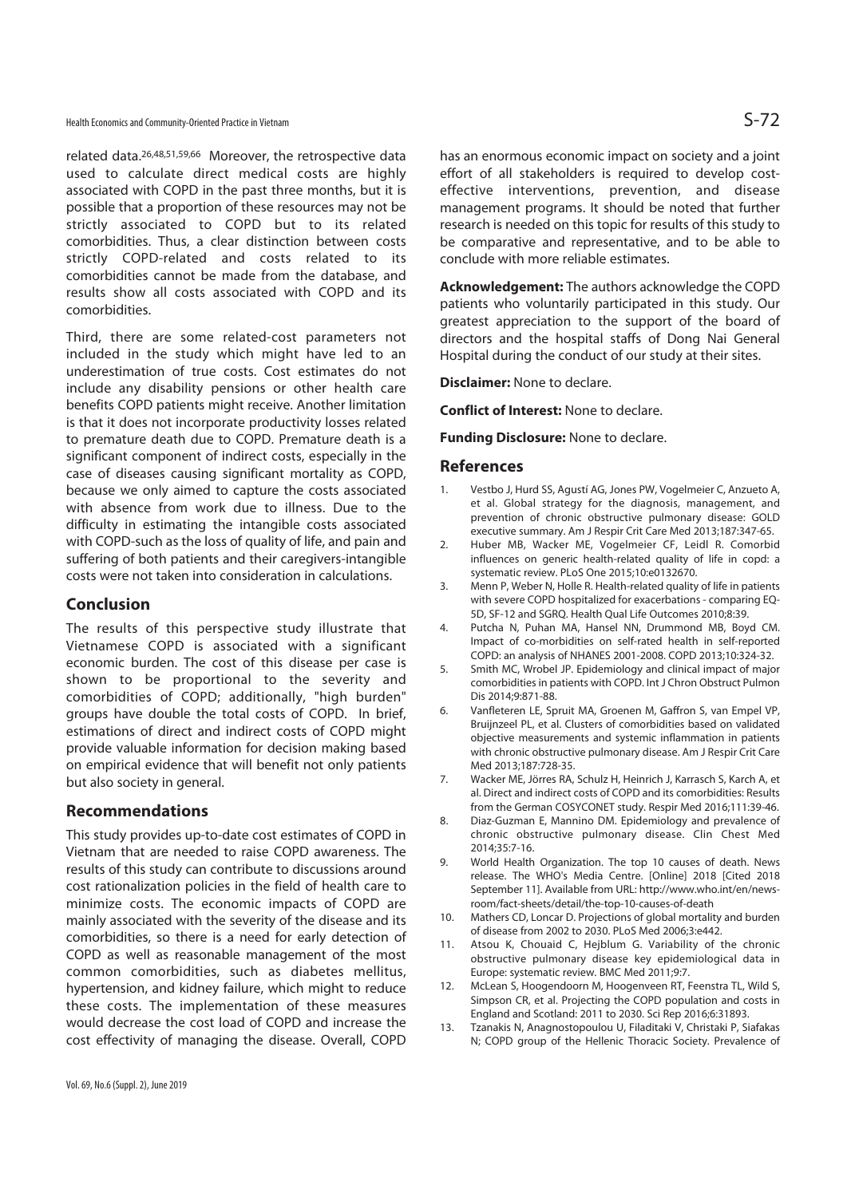related data.[26,48,51,59,66] Moreover, the retrospective data used to calculate direct medical costs are highly associated with COPD in the past three months, but it is possible that a proportion of these resources may not be strictly associated to COPD but to its related comorbidities. Thus, a clear distinction between costs strictly COPD-related and costs related to its comorbidities cannot be made from the database, and results show all costs associated with COPD and its comorbidities.

Third, there are some related-cost parameters not included in the study which might have led to an underestimation of true costs. Cost estimates do not include any disability pensions or other health care benefits COPD patients might receive. Another limitation is that it does not incorporate productivity losses related to premature death due to COPD. Premature death is a significant component of indirect costs, especially in the case of diseases causing significant mortality as COPD, because we only aimed to capture the costs associated with absence from work due to illness. Due to the difficulty in estimating the intangible costs associated with COPD-such as the loss of quality of life, and pain and suffering of both patients and their caregivers-intangible costs were not taken into consideration in calculations.

## Conclusion

The results of this perspective study illustrate that Vietnamese COPD is associated with a significant economic burden. The cost of this disease per case is shown to be proportional to the severity and comorbidities of COPD; additionally, "high burden" groups have double the total costs of COPD. In brief, estimations of direct and indirect costs of COPD might provide valuable information for decision making based on empirical evidence that will benefit not only patients but also society in general.

## Recommendations

This study provides up-to-date cost estimates of COPD in Vietnam that are needed to raise COPD awareness. The results of this study can contribute to discussions around cost rationalization policies in the field of health care to minimize costs. The economic impacts of COPD are mainly associated with the severity of the disease and its comorbidities, so there is a need for early detection of COPD as well as reasonable management of the most common comorbidities, such as diabetes mellitus, hypertension, and kidney failure, which might to reduce these costs. The implementation of these measures would decrease the cost load of COPD and increase the cost effectivity of managing the disease. Overall, COPD has an enormous economic impact on society and a joint effort of all stakeholders is required to develop cost-effective interventions, prevention, and disease management programs. It should be noted that further research is needed on this topic for results of this study to be comparative and representative, and to be able to conclude with more reliable estimates.

**Acknowledgement:** The authors acknowledge the COPD patients who voluntarily participated in this study. Our greatest appreciation to the support of the board of directors and the hospital staffs of Dong Nai General Hospital during the conduct of our study at their sites.

**Disclaimer:** None to declare.

**Conflict of Interest:** None to declare.

**Funding Disclosure:** None to declare.

## References

1. Vestbo J, Hurd SS, Agustí AG, Jones PW, Vogelmeier C, Anzueto A, et al. Global strategy for the diagnosis, management, and prevention of chronic obstructive pulmonary disease: GOLD executive summary. Am J Respir Crit Care Med 2013;187:347-65.
2. Huber MB, Wacker ME, Vogelmeier CF, Leidl R. Comorbid influences on generic health-related quality of life in copd: a systematic review. PLoS One 2015;10:e0132670.
3. Menn P, Weber N, Holle R. Health-related quality of life in patients with severe COPD hospitalized for exacerbations - comparing EQ-5D, SF-12 and SGRQ. Health Qual Life Outcomes 2010;8:39.
4. Putcha N, Puhan MA, Hansel NN, Drummond MB, Boyd CM. Impact of co-morbidities on self-rated health in self-reported COPD: an analysis of NHANES 2001-2008. COPD 2013;10:324-32.
5. Smith MC, Wrobel JP. Epidemiology and clinical impact of major comorbidities in patients with COPD. Int J Chron Obstruct Pulmon Dis 2014;9:871-88.
6. Vanfleteren LE, Spruit MA, Groenen M, Gaffron S, van Empel VP, Bruijnzeel PL, et al. Clusters of comorbidities based on validated objective measurements and systemic inflammation in patients with chronic obstructive pulmonary disease. Am J Respir Crit Care Med 2013;187:728-35.
7. Wacker ME, Jörres RA, Schulz H, Heinrich J, Karrasch S, Karch A, et al. Direct and indirect costs of COPD and its comorbidities: Results from the German COSYCONET study. Respir Med 2016;111:39-46.
8. Diaz-Guzman E, Mannino DM. Epidemiology and prevalence of chronic obstructive pulmonary disease. Clin Chest Med 2014;35:7-16.
9. World Health Organization. The top 10 causes of death. News release. The WHO's Media Centre. [Online] 2018 [Cited 2018 September 11]. Available from URL: http://www.who.int/en/news-room/fact-sheets/detail/the-top-10-causes-of-death
10. Mathers CD, Loncar D. Projections of global mortality and burden of disease from 2002 to 2030. PLoS Med 2006;3:e442.
11. Atsou K, Chouaid C, Hejblum G. Variability of the chronic obstructive pulmonary disease key epidemiological data in Europe: systematic review. BMC Med 2011;9:7.
12. McLean S, Hoogendoorn M, Hoogenveen RT, Feenstra TL, Wild S, Simpson CR, et al. Projecting the COPD population and costs in England and Scotland: 2011 to 2030. Sci Rep 2016;6:31893.
13. Tzanakis N, Anagnostopoulou U, Filaditaki V, Christaki P, Siafakas N; COPD group of the Hellenic Thoracic Society. Prevalence of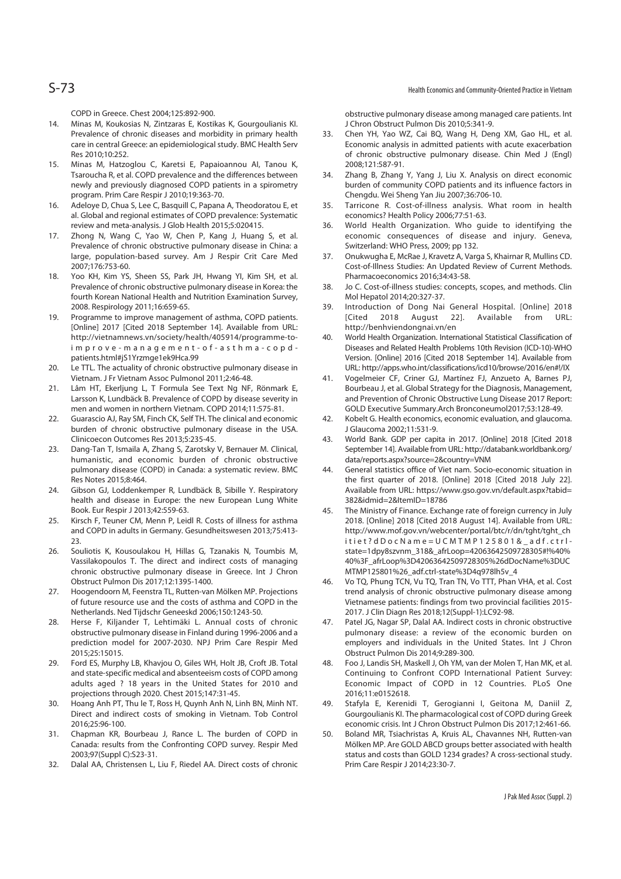COPD in Greece. Chest 2004;125:892-900.

14. Minas M, Koukosias N, Zintzaras E, Kostikas K, Gourgoulianis KI. Prevalence of chronic diseases and morbidity in primary health care in central Greece: an epidemiological study. BMC Health Serv Res 2010;10:252.
15. Minas M, Hatzoglou C, Karetsi E, Papaioannou AI, Tanou K, Tsaroucha R, et al. COPD prevalence and the differences between newly and previously diagnosed COPD patients in a spirometry program. Prim Care Respir J 2010;19:363-70.
16. Adeloye D, Chua S, Lee C, Basquill C, Papana A, Theodoratou E, et al. Global and regional estimates of COPD prevalence: Systematic review and meta-analysis. J Glob Health 2015;5:020415.
17. Zhong N, Wang C, Yao W, Chen P, Kang J, Huang S, et al. Prevalence of chronic obstructive pulmonary disease in China: a large, population-based survey. Am J Respir Crit Care Med 2007;176:753-60.
18. Yoo KH, Kim YS, Sheen SS, Park JH, Hwang YI, Kim SH, et al. Prevalence of chronic obstructive pulmonary disease in Korea: the fourth Korean National Health and Nutrition Examination Survey, 2008. Respirology 2011;16:659-65.
19. Programme to improve management of asthma, COPD patients. [Online] 2017 [Cited 2018 September 14]. Available from URL: http://vietnamnews.vn/society/health/405914/programme-to-improve-management-of-asthma-copd-patients.html#jS1Yrzmge1ek9Hca.99
20. Le TTL. The actuality of chronic obstructive pulmonary disease in Vietnam. J Fr Vietnam Assoc Pulmonol 2011;2:46-48.
21. Lâm HT, Ekerljung L, T Formula See Text Ng NF, Rönmark E, Larsson K, Lundbäck B. Prevalence of COPD by disease severity in men and women in northern Vietnam. COPD 2014;11:575-81.
22. Guarascio AJ, Ray SM, Finch CK, Self TH. The clinical and economic burden of chronic obstructive pulmonary disease in the USA. Clinicoecon Outcomes Res 2013;5:235-45.
23. Dang-Tan T, Ismaila A, Zhang S, Zarotsky V, Bernauer M. Clinical, humanistic, and economic burden of chronic obstructive pulmonary disease (COPD) in Canada: a systematic review. BMC Res Notes 2015;8:464.
24. Gibson GJ, Loddenkemper R, Lundbäck B, Sibille Y. Respiratory health and disease in Europe: the new European Lung White Book. Eur Respir J 2013;42:559-63.
25. Kirsch F, Teuner CM, Menn P, Leidl R. Costs of illness for asthma and COPD in adults in Germany. Gesundheitswesen 2013;75:413-23.
26. Souliotis K, Kousoulakou H, Hillas G, Tzanakis N, Toumbis M, Vassilakopoulos T. The direct and indirect costs of managing chronic obstructive pulmonary disease in Greece. Int J Chron Obstruct Pulmon Dis 2017;12:1395-1400.
27. Hoogendoorn M, Feenstra TL, Rutten-van Mölken MP. Projections of future resource use and the costs of asthma and COPD in the Netherlands. Ned Tijdschr Geneeskd 2006;150:1243-50.
28. Herse F, Kiljander T, Lehtimäki L. Annual costs of chronic obstructive pulmonary disease in Finland during 1996-2006 and a prediction model for 2007-2030. NPJ Prim Care Respir Med 2015;25:15015.
29. Ford ES, Murphy LB, Khavjou O, Giles WH, Holt JB, Croft JB. Total and state-specific medical and absenteeism costs of COPD among adults aged ? 18 years in the United States for 2010 and projections through 2020. Chest 2015;147:31-45.
30. Hoang Anh PT, Thu le T, Ross H, Quynh Anh N, Linh BN, Minh NT. Direct and indirect costs of smoking in Vietnam. Tob Control 2016;25:96-100.
31. Chapman KR, Bourbeau J, Rance L. The burden of COPD in Canada: results from the Confronting COPD survey. Respir Med 2003;97(Suppl C):S23-31.
32. Dalal AA, Christensen L, Liu F, Riedel AA. Direct costs of chronic obstructive pulmonary disease among managed care patients. Int J Chron Obstruct Pulmon Dis 2010;5:341-9.
33. Chen YH, Yao WZ, Cai BQ, Wang H, Deng XM, Gao HL, et al. Economic analysis in admitted patients with acute exacerbation of chronic obstructive pulmonary disease. Chin Med J (Engl) 2008;121:587-91.
34. Zhang B, Zhang Y, Yang J, Liu X. Analysis on direct economic burden of community COPD patients and its influence factors in Chengdu. Wei Sheng Yan Jiu 2007;36:706-10.
35. Tarricone R. Cost-of-illness analysis. What room in health economics? Health Policy 2006;77:51-63.
36. World Health Organization. Who guide to identifying the economic consequences of disease and injury. Geneva, Switzerland: WHO Press, 2009; pp 132.
37. Onukwugha E, McRae J, Kravetz A, Varga S, Khairnar R, Mullins CD. Cost-of-Illness Studies: An Updated Review of Current Methods. Pharmacoeconomics 2016;34:43-58.
38. Jo C. Cost-of-illness studies: concepts, scopes, and methods. Clin Mol Hepatol 2014;20:327-37.
39. Introduction of Dong Nai General Hospital. [Online] 2018 [Cited 2018 August 22]. Available from URL: http://benhviendongnai.vn/en
40. World Health Organization. International Statistical Classification of Diseases and Related Health Problems 10th Revision (ICD-10)-WHO Version. [Online] 2016 [Cited 2018 September 14]. Available from URL: http://apps.who.int/classifications/icd10/browse/2016/en#!/IX
41. Vogelmeier CF, Criner GJ, Martínez FJ, Anzueto A, Barnes PJ, Bourbeau J, et al. Global Strategy for the Diagnosis, Management, and Prevention of Chronic Obstructive Lung Disease 2017 Report: GOLD Executive Summary.Arch Bronconeumol2017;53:128-49.
42. Kobelt G. Health economics, economic evaluation, and glaucoma. J Glaucoma 2002;11:531-9.
43. World Bank. GDP per capita in 2017. [Online] 2018 [Cited 2018 September 14]. Available from URL: http://databank.worldbank.org/data/reports.aspx?source=2&country=VNM
44. General statistics office of Viet nam. Socio-economic situation in the first quarter of 2018. [Online] 2018 [Cited 2018 July 22]. Available from URL: https://www.gso.gov.vn/default.aspx?tabid=382&idmid=2&ItemID=18786
45. The Ministry of Finance. Exchange rate of foreign currency in July 2018. [Online] 2018 [Cited 2018 August 14]. Available from URL: http://www.mof.gov.vn/webcenter/portal/btc/r/dn/tght/tght_chitiet?dDocName=UCMTMP125801&_adf.ctrl-state=1dpy8szvnm_318&_afrLoop=42063642509728305#!%40%40%3F_afrLoop%3D42063642509728305%26dDocName%3DUCMTMP125801%26_adf.ctrl-state%3D4q978lh5v_4
46. Vo TQ, Phung TCN, Vu TQ, Tran TN, Vo TTT, Phan VHA, et al. Cost trend analysis of chronic obstructive pulmonary disease among Vietnamese patients: findings from two provincial facilities 2015-2017. J Clin Diagn Res 2018;12(Suppl-1):LC92-98.
47. Patel JG, Nagar SP, Dalal AA. Indirect costs in chronic obstructive pulmonary disease: a review of the economic burden on employers and individuals in the United States. Int J Chron Obstruct Pulmon Dis 2014;9:289-300.
48. Foo J, Landis SH, Maskell J, Oh YM, van der Molen T, Han MK, et al. Continuing to Confront COPD International Patient Survey: Economic Impact of COPD in 12 Countries. PLoS One 2016;11:e0152618.
49. Stafyla E, Kerenidi T, Gerogianni I, Geitona M, Daniil Z, Gourgoulianis KI. The pharmacological cost of COPD during Greek economic crisis. Int J Chron Obstruct Pulmon Dis 2017;12:461-66.
50. Boland MR, Tsiachristas A, Kruis AL, Chavannes NH, Rutten-van Mölken MP. Are GOLD ABCD groups better associated with health status and costs than GOLD 1234 grades? A cross-sectional study. Prim Care Respir J 2014;23:30-7.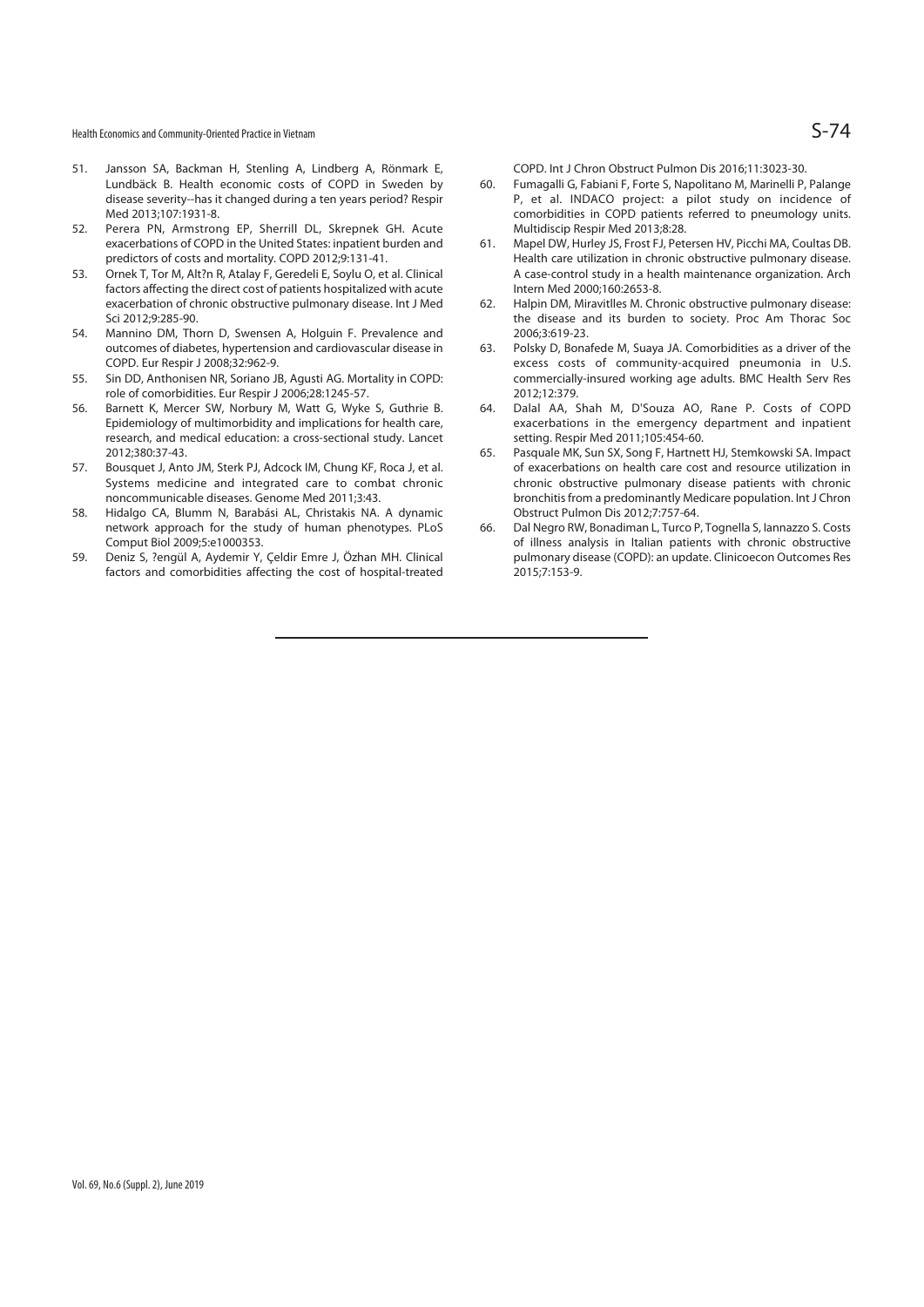51. Jansson SA, Backman H, Stenling A, Lindberg A, Rönmark E, Lundbäck B. Health economic costs of COPD in Sweden by disease severity--has it changed during a ten years period? Respir Med 2013;107:1931-8.
52. Perera PN, Armstrong EP, Sherrill DL, Skrepnek GH. Acute exacerbations of COPD in the United States: inpatient burden and predictors of costs and mortality. COPD 2012;9:131-41.
53. Ornek T, Tor M, Alt?n R, Atalay F, Geredeli E, Soylu O, et al. Clinical factors affecting the direct cost of patients hospitalized with acute exacerbation of chronic obstructive pulmonary disease. Int J Med Sci 2012;9:285-90.
54. Mannino DM, Thorn D, Swensen A, Holguin F. Prevalence and outcomes of diabetes, hypertension and cardiovascular disease in COPD. Eur Respir J 2008;32:962-9.
55. Sin DD, Anthonisen NR, Soriano JB, Agusti AG. Mortality in COPD: role of comorbidities. Eur Respir J 2006;28:1245-57.
56. Barnett K, Mercer SW, Norbury M, Watt G, Wyke S, Guthrie B. Epidemiology of multimorbidity and implications for health care, research, and medical education: a cross-sectional study. Lancet 2012;380:37-43.
57. Bousquet J, Anto JM, Sterk PJ, Adcock IM, Chung KF, Roca J, et al. Systems medicine and integrated care to combat chronic noncommunicable diseases. Genome Med 2011;3:43.
58. Hidalgo CA, Blumm N, Barabási AL, Christakis NA. A dynamic network approach for the study of human phenotypes. PLoS Comput Biol 2009;5:e1000353.
59. Deniz S, ?engül A, Aydemir Y, Çeldir Emre J, Özhan MH. Clinical factors and comorbidities affecting the cost of hospital-treated COPD. Int J Chron Obstruct Pulmon Dis 2016;11:3023-30.
60. Fumagalli G, Fabiani F, Forte S, Napolitano M, Marinelli P, Palange P, et al. INDACO project: a pilot study on incidence of comorbidities in COPD patients referred to pneumology units. Multidiscip Respir Med 2013;8:28.
61. Mapel DW, Hurley JS, Frost FJ, Petersen HV, Picchi MA, Coultas DB. Health care utilization in chronic obstructive pulmonary disease. A case-control study in a health maintenance organization. Arch Intern Med 2000;160:2653-8.
62. Halpin DM, Miravitlles M. Chronic obstructive pulmonary disease: the disease and its burden to society. Proc Am Thorac Soc 2006;3:619-23.
63. Polsky D, Bonafede M, Suaya JA. Comorbidities as a driver of the excess costs of community-acquired pneumonia in U.S. commercially-insured working age adults. BMC Health Serv Res 2012;12:379.
64. Dalal AA, Shah M, D'Souza AO, Rane P. Costs of COPD exacerbations in the emergency department and inpatient setting. Respir Med 2011;105:454-60.
65. Pasquale MK, Sun SX, Song F, Hartnett HJ, Stemkowski SA. Impact of exacerbations on health care cost and resource utilization in chronic obstructive pulmonary disease patients with chronic bronchitis from a predominantly Medicare population. Int J Chron Obstruct Pulmon Dis 2012;7:757-64.
66. Dal Negro RW, Bonadiman L, Turco P, Tognella S, Iannazzo S. Costs of illness analysis in Italian patients with chronic obstructive pulmonary disease (COPD): an update. Clinicoecon Outcomes Res 2015;7:153-9.